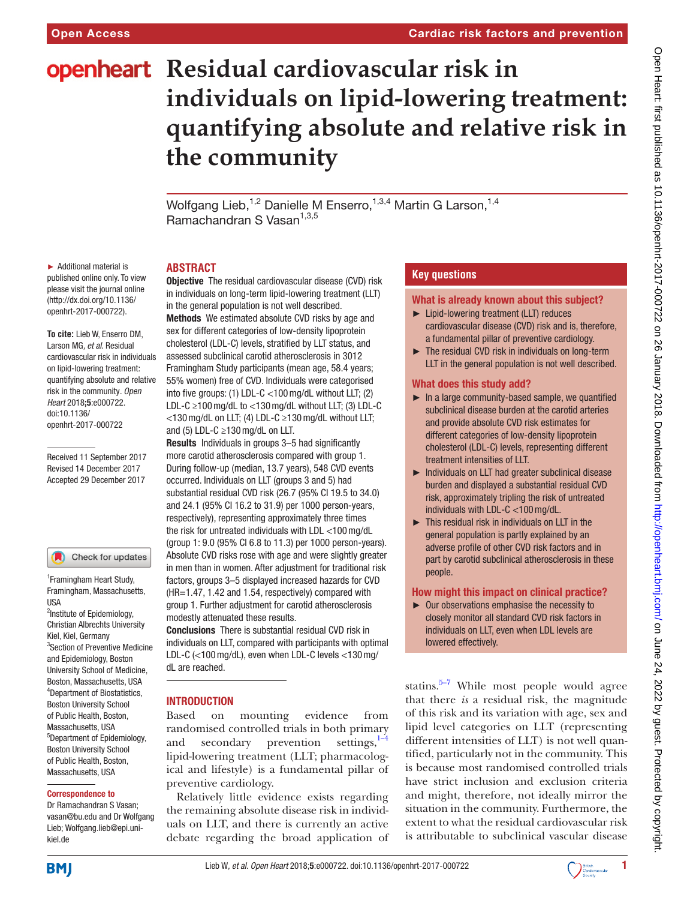# Residual cardiovascular risk in individuals on lipid-lowering treatment: quantifying absolute and relative risk in the community

Wolfgang Lieb,[1,2] Danielle M Enserro,[1,3,4] Martin G Larson,[1,4] Ramachandran S Vasan[1,3,5]

► Additional material is published online only. To view please visit the journal online (http://dx.doi.org/10.1136/openhrt-2017-000722).

**To cite:** Lieb W, Enserro DM, Larson MG, *et al*. Residual cardiovascular risk in individuals on lipid-lowering treatment: quantifying absolute and relative risk in the community. *Open Heart* 2018;**5**:e000722. doi:10.1136/openhrt-2017-000722

Received 11 September 2017
Revised 14 December 2017
Accepted 29 December 2017

[1]Framingham Heart Study, Framingham, Massachusetts, USA
[2]Institute of Epidemiology, Christian Albrechts University Kiel, Kiel, Germany
[3]Section of Preventive Medicine and Epidemiology, Boston University School of Medicine, Boston, Massachusetts, USA
[4]Department of Biostatistics, Boston University School of Public Health, Boston, Massachusetts, USA
[5]Department of Epidemiology, Boston University School of Public Health, Boston, Massachusetts, USA

**Correspondence to**
Dr Ramachandran S Vasan; vasan@bu.edu and Dr Wolfgang Lieb; Wolfgang.lieb@epi.uni-kiel.de

## ABSTRACT

**Objective** The residual cardiovascular disease (CVD) risk in individuals on long-term lipid-lowering treatment (LLT) in the general population is not well described.

**Methods** We estimated absolute CVD risks by age and sex for different categories of low-density lipoprotein cholesterol (LDL-C) levels, stratified by LLT status, and assessed subclinical carotid atherosclerosis in 3012 Framingham Study participants (mean age, 58.4 years; 55% women) free of CVD. Individuals were categorised into five groups: (1) LDL-C <100 mg/dL without LLT; (2) LDL-C ≥100 mg/dL to <130 mg/dL without LLT; (3) LDL-C <130 mg/dL on LLT; (4) LDL-C ≥130 mg/dL without LLT; and (5) LDL-C ≥130 mg/dL on LLT.

**Results** Individuals in groups 3–5 had significantly more carotid atherosclerosis compared with group 1. During follow-up (median, 13.7 years), 548 CVD events occurred. Individuals on LLT (groups 3 and 5) had substantial residual CVD risk (26.7 (95% CI 19.5 to 34.0) and 24.1 (95% CI 16.2 to 31.9) per 1000 person-years, respectively), representing approximately three times the risk for untreated individuals with LDL <100 mg/dL (group 1: 9.0 (95% CI 6.8 to 11.3) per 1000 person-years). Absolute CVD risks rose with age and were slightly greater in men than in women. After adjustment for traditional risk factors, groups 3–5 displayed increased hazards for CVD (HR=1.47, 1.42 and 1.54, respectively) compared with group 1. Further adjustment for carotid atherosclerosis modestly attenuated these results.

**Conclusions** There is substantial residual CVD risk in individuals on LLT, compared with participants with optimal LDL-C (<100 mg/dL), even when LDL-C levels <130 mg/dL are reached.

## Key questions

### What is already known about this subject?

- Lipid-lowering treatment (LLT) reduces cardiovascular disease (CVD) risk and is, therefore, a fundamental pillar of preventive cardiology.
- The residual CVD risk in individuals on long-term LLT in the general population is not well described.

### What does this study add?

- In a large community-based sample, we quantified subclinical disease burden at the carotid arteries and provide absolute CVD risk estimates for different categories of low-density lipoprotein cholesterol (LDL-C) levels, representing different treatment intensities of LLT.
- Individuals on LLT had greater subclinical disease burden and displayed a substantial residual CVD risk, approximately tripling the risk of untreated individuals with LDL-C <100 mg/dL.
- This residual risk in individuals on LLT in the general population is partly explained by an adverse profile of other CVD risk factors and in part by carotid subclinical atherosclerosis in these people.

### How might this impact on clinical practice?

- Our observations emphasise the necessity to closely monitor all standard CVD risk factors in individuals on LLT, even when LDL levels are lowered effectively.

## INTRODUCTION

Based on mounting evidence from randomised controlled trials in both primary and secondary prevention settings,[1–4] lipid-lowering treatment (LLT; pharmacological and lifestyle) is a fundamental pillar of preventive cardiology.

Relatively little evidence exists regarding the remaining absolute disease risk in individuals on LLT, and there is currently an active debate regarding the broad application of statins.[5–7] While most people would agree that there *is* a residual risk, the magnitude of this risk and its variation with age, sex and lipid level categories on LLT (representing different intensities of LLT) is not well quantified, particularly not in the community. This is because most randomised controlled trials have strict inclusion and exclusion criteria and might, therefore, not ideally mirror the situation in the community. Furthermore, the extent to what the residual cardiovascular risk is attributable to subclinical vascular disease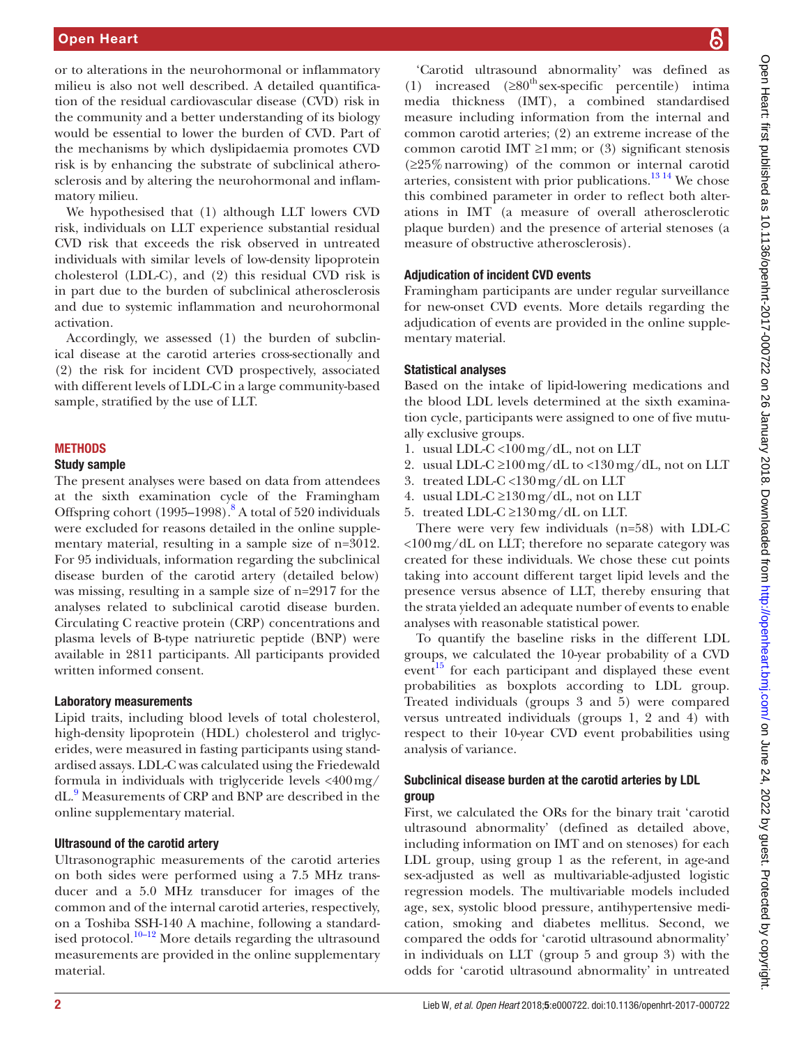or to alterations in the neurohormonal or inflammatory milieu is also not well described. A detailed quantification of the residual cardiovascular disease (CVD) risk in the community and a better understanding of its biology would be essential to lower the burden of CVD. Part of the mechanisms by which dyslipidaemia promotes CVD risk is by enhancing the substrate of subclinical atherosclerosis and by altering the neurohormonal and inflammatory milieu.

We hypothesised that (1) although LLT lowers CVD risk, individuals on LLT experience substantial residual CVD risk that exceeds the risk observed in untreated individuals with similar levels of low-density lipoprotein cholesterol (LDL-C), and (2) this residual CVD risk is in part due to the burden of subclinical atherosclerosis and due to systemic inflammation and neurohormonal activation.

Accordingly, we assessed (1) the burden of subclinical disease at the carotid arteries cross-sectionally and (2) the risk for incident CVD prospectively, associated with different levels of LDL-C in a large community-based sample, stratified by the use of LLT.

## METHODS

### Study sample

The present analyses were based on data from attendees at the sixth examination cycle of the Framingham Offspring cohort (1995–1998).[8] A total of 520 individuals were excluded for reasons detailed in the online supplementary material, resulting in a sample size of n=3012. For 95 individuals, information regarding the subclinical disease burden of the carotid artery (detailed below) was missing, resulting in a sample size of n=2917 for the analyses related to subclinical carotid disease burden. Circulating C reactive protein (CRP) concentrations and plasma levels of B-type natriuretic peptide (BNP) were available in 2811 participants. All participants provided written informed consent.

### Laboratory measurements

Lipid traits, including blood levels of total cholesterol, high-density lipoprotein (HDL) cholesterol and triglycerides, were measured in fasting participants using standardised assays. LDL-C was calculated using the Friedewald formula in individuals with triglyceride levels <400 mg/dL.[9] Measurements of CRP and BNP are described in the online supplementary material.

### Ultrasound of the carotid artery

Ultrasonographic measurements of the carotid arteries on both sides were performed using a 7.5 MHz transducer and a 5.0 MHz transducer for images of the common and of the internal carotid arteries, respectively, on a Toshiba SSH-140 A machine, following a standardised protocol.[10–12] More details regarding the ultrasound measurements are provided in the online supplementary material.

'Carotid ultrasound abnormality' was defined as (1) increased (≥80$^{th}$ sex-specific percentile) intima media thickness (IMT), a combined standardised measure including information from the internal and common carotid arteries; (2) an extreme increase of the common carotid IMT ≥1 mm; or (3) significant stenosis (≥25% narrowing) of the common or internal carotid arteries, consistent with prior publications.[13 14] We chose this combined parameter in order to reflect both alterations in IMT (a measure of overall atherosclerotic plaque burden) and the presence of arterial stenoses (a measure of obstructive atherosclerosis).

### Adjudication of incident CVD events

Framingham participants are under regular surveillance for new-onset CVD events. More details regarding the adjudication of events are provided in the online supplementary material.

### Statistical analyses

Based on the intake of lipid-lowering medications and the blood LDL levels determined at the sixth examination cycle, participants were assigned to one of five mutually exclusive groups.

1. usual LDL-C <100 mg/dL, not on LLT
2. usual LDL-C ≥100 mg/dL to <130 mg/dL, not on LLT
3. treated LDL-C <130 mg/dL on LLT
4. usual LDL-C ≥130 mg/dL, not on LLT
5. treated LDL-C ≥130 mg/dL on LLT.

There were very few individuals (n=58) with LDL-C <100 mg/dL on LLT; therefore no separate category was created for these individuals. We chose these cut points taking into account different target lipid levels and the presence versus absence of LLT, thereby ensuring that the strata yielded an adequate number of events to enable analyses with reasonable statistical power.

To quantify the baseline risks in the different LDL groups, we calculated the 10-year probability of a CVD event[15] for each participant and displayed these event probabilities as boxplots according to LDL group. Treated individuals (groups 3 and 5) were compared versus untreated individuals (groups 1, 2 and 4) with respect to their 10-year CVD event probabilities using analysis of variance.

### Subclinical disease burden at the carotid arteries by LDL group

First, we calculated the ORs for the binary trait 'carotid ultrasound abnormality' (defined as detailed above, including information on IMT and on stenoses) for each LDL group, using group 1 as the referent, in age-and sex-adjusted as well as multivariable-adjusted logistic regression models. The multivariable models included age, sex, systolic blood pressure, antihypertensive medication, smoking and diabetes mellitus. Second, we compared the odds for 'carotid ultrasound abnormality' in individuals on LLT (group 5 and group 3) with the odds for 'carotid ultrasound abnormality' in untreated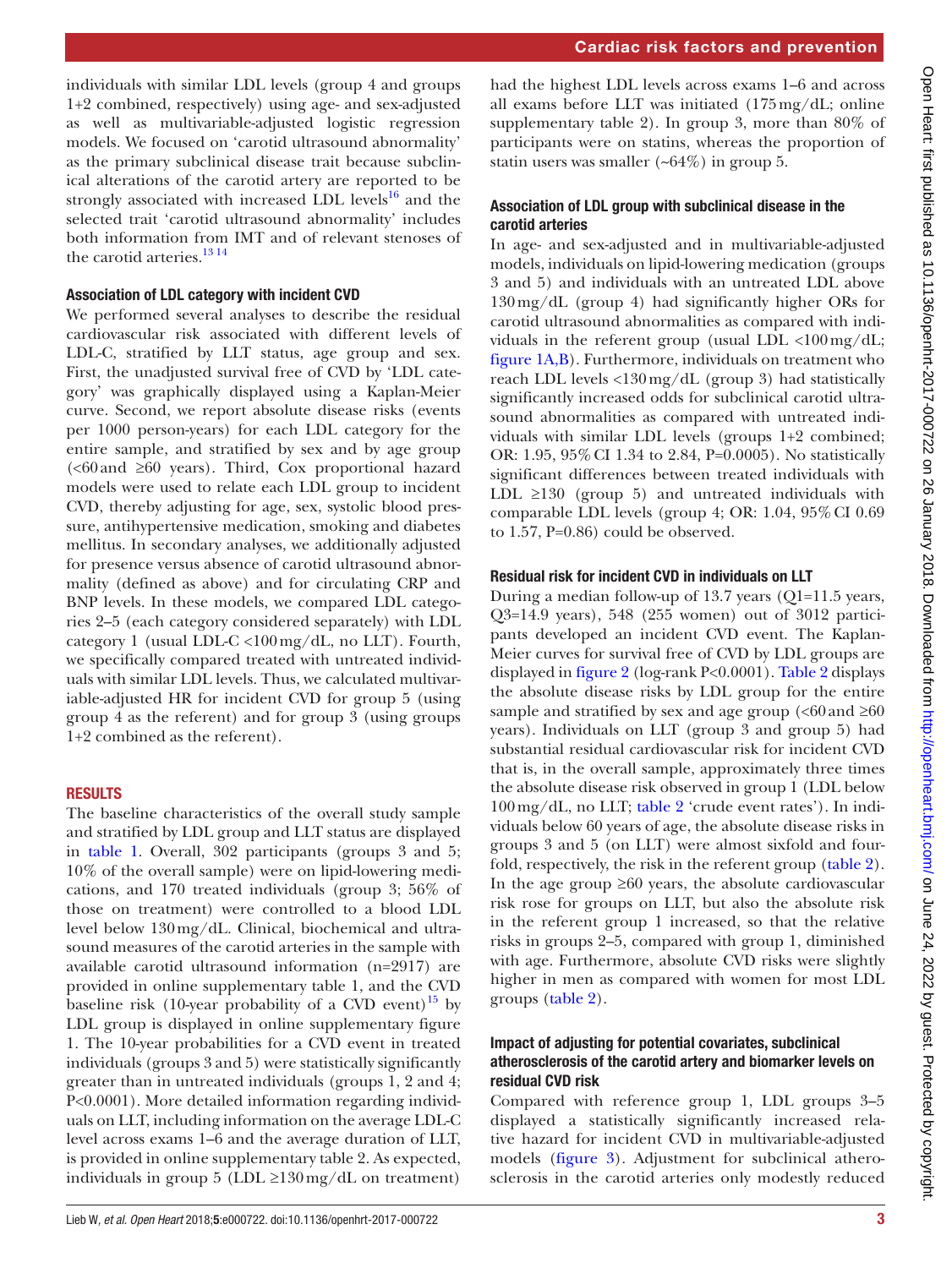individuals with similar LDL levels (group 4 and groups 1+2 combined, respectively) using age- and sex-adjusted as well as multivariable-adjusted logistic regression models. We focused on 'carotid ultrasound abnormality' as the primary subclinical disease trait because subclinical alterations of the carotid artery are reported to be strongly associated with increased LDL levels[16] and the selected trait 'carotid ultrasound abnormality' includes both information from IMT and of relevant stenoses of the carotid arteries.[13 14]

### Association of LDL category with incident CVD

We performed several analyses to describe the residual cardiovascular risk associated with different levels of LDL-C, stratified by LLT status, age group and sex. First, the unadjusted survival free of CVD by 'LDL category' was graphically displayed using a Kaplan-Meier curve. Second, we report absolute disease risks (events per 1000 person-years) for each LDL category for the entire sample, and stratified by sex and by age group (<60 and ≥60 years). Third, Cox proportional hazard models were used to relate each LDL group to incident CVD, thereby adjusting for age, sex, systolic blood pressure, antihypertensive medication, smoking and diabetes mellitus. In secondary analyses, we additionally adjusted for presence versus absence of carotid ultrasound abnormality (defined as above) and for circulating CRP and BNP levels. In these models, we compared LDL categories 2–5 (each category considered separately) with LDL category 1 (usual LDL-C <100 mg/dL, no LLT). Fourth, we specifically compared treated with untreated individuals with similar LDL levels. Thus, we calculated multivariable-adjusted HR for incident CVD for group 5 (using group 4 as the referent) and for group 3 (using groups 1+2 combined as the referent).

## RESULTS

The baseline characteristics of the overall study sample and stratified by LDL group and LLT status are displayed in table 1. Overall, 302 participants (groups 3 and 5; 10% of the overall sample) were on lipid-lowering medications, and 170 treated individuals (group 3; 56% of those on treatment) were controlled to a blood LDL level below 130 mg/dL. Clinical, biochemical and ultrasound measures of the carotid arteries in the sample with available carotid ultrasound information (n=2917) are provided in online supplementary table 1, and the CVD baseline risk (10-year probability of a CVD event)[15] by LDL group is displayed in online supplementary figure 1. The 10-year probabilities for a CVD event in treated individuals (groups 3 and 5) were statistically significantly greater than in untreated individuals (groups 1, 2 and 4; P<0.0001). More detailed information regarding individuals on LLT, including information on the average LDL-C level across exams 1–6 and the average duration of LLT, is provided in online supplementary table 2. As expected, individuals in group 5 (LDL ≥130 mg/dL on treatment) had the highest LDL levels across exams 1–6 and across all exams before LLT was initiated (175 mg/dL; online supplementary table 2). In group 3, more than 80% of participants were on statins, whereas the proportion of statin users was smaller (~64%) in group 5.

### Association of LDL group with subclinical disease in the carotid arteries

In age- and sex-adjusted and in multivariable-adjusted models, individuals on lipid-lowering medication (groups 3 and 5) and individuals with an untreated LDL above 130 mg/dL (group 4) had significantly higher ORs for carotid ultrasound abnormalities as compared with individuals in the referent group (usual LDL <100 mg/dL; figure 1A,B). Furthermore, individuals on treatment who reach LDL levels <130 mg/dL (group 3) had statistically significantly increased odds for subclinical carotid ultrasound abnormalities as compared with untreated individuals with similar LDL levels (groups 1+2 combined; OR: 1.95, 95% CI 1.34 to 2.84, P=0.0005). No statistically significant differences between treated individuals with LDL ≥130 (group 5) and untreated individuals with comparable LDL levels (group 4; OR: 1.04, 95% CI 0.69 to 1.57, P=0.86) could be observed.

### Residual risk for incident CVD in individuals on LLT

During a median follow-up of 13.7 years (Q1=11.5 years, Q3=14.9 years), 548 (255 women) out of 3012 participants developed an incident CVD event. The Kaplan-Meier curves for survival free of CVD by LDL groups are displayed in figure 2 (log-rank P<0.0001). Table 2 displays the absolute disease risks by LDL group for the entire sample and stratified by sex and age group (<60 and ≥60 years). Individuals on LLT (group 3 and group 5) had substantial residual cardiovascular risk for incident CVD that is, in the overall sample, approximately three times the absolute disease risk observed in group 1 (LDL below 100 mg/dL, no LLT; table 2 'crude event rates'). In individuals below 60 years of age, the absolute disease risks in groups 3 and 5 (on LLT) were almost sixfold and fourfold, respectively, the risk in the referent group (table 2). In the age group ≥60 years, the absolute cardiovascular risk rose for groups on LLT, but also the absolute risk in the referent group 1 increased, so that the relative risks in groups 2–5, compared with group 1, diminished with age. Furthermore, absolute CVD risks were slightly higher in men as compared with women for most LDL groups (table 2).

### Impact of adjusting for potential covariates, subclinical atherosclerosis of the carotid artery and biomarker levels on residual CVD risk

Compared with reference group 1, LDL groups 3–5 displayed a statistically significantly increased relative hazard for incident CVD in multivariable-adjusted models (figure 3). Adjustment for subclinical atherosclerosis in the carotid arteries only modestly reduced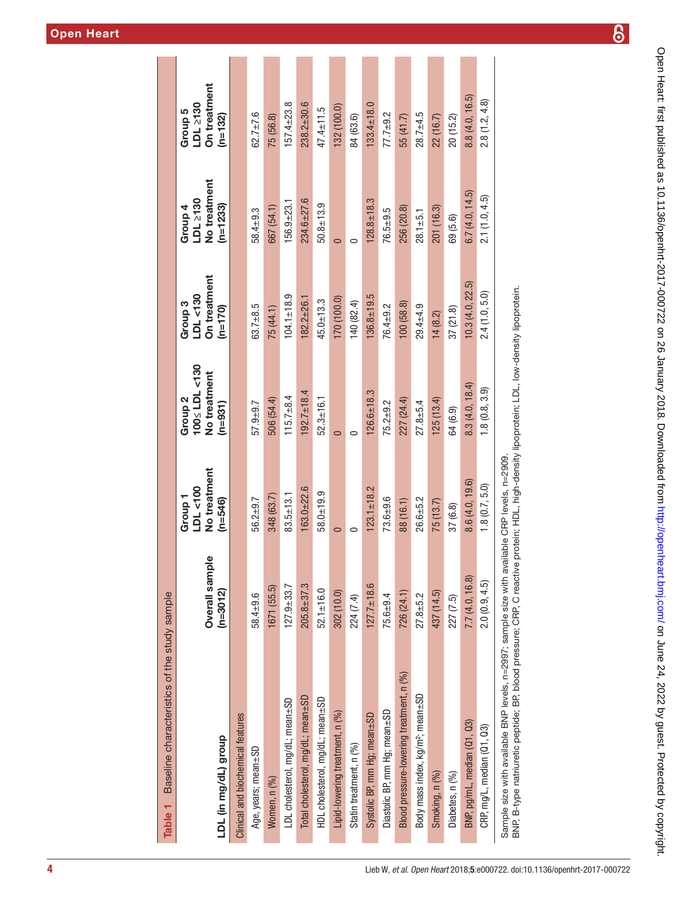**Table 1** Baseline characteristics of the study sample

| LDL (in mg/dL) group | Overall sample (n=3012) | Group 1 LDL <100 No treatment (n=546) | Group 2 100≤ LDL <130 No treatment (n=931) | Group 3 LDL <130 On treatment (n=170) | Group 4 LDL ≥130 No treatment (n=1233) | Group 5 LDL ≥130 On treatment (n=132) |
|---|---|---|---|---|---|---|
| Clinical and biochemical features | | | | | | |
| Age, years; mean±SD | 58.4±9.6 | 56.2±9.7 | 57.9±9.7 | 63.7±8.5 | 58.4±9.3 | 62.7±7.6 |
| Women, n (%) | 1671 (55.5) | 348 (63.7) | 506 (54.4) | 75 (44.1) | 667 (54.1) | 75 (56.8) |
| LDL cholesterol, mg/dL; mean±SD | 127.9±33.7 | 83.5±13.1 | 115.7±8.4 | 104.1±18.9 | 156.9±23.1 | 157.4±23.8 |
| Total cholesterol, mg/dL; mean±SD | 205.8±37.3 | 163.0±22.6 | 192.7±18.4 | 182.2±26.1 | 234.6±27.6 | 238.2±30.6 |
| HDL cholesterol, mg/dL; mean±SD | 52.1±16.0 | 58.0±19.9 | 52.3±16.1 | 45.0±13.3 | 50.8±13.9 | 47.4±11.5 |
| Lipid-lowering treatment, n (%) | 302 (10.0) | 0 | 0 | 170 (100.0) | 0 | 132 (100.0) |
| Statin treatment, n (%) | 224 (7.4) | 0 | 0 | 140 (82.4) | 0 | 84 (63.6) |
| Systolic BP, mm Hg; mean±SD | 127.7±18.6 | 123.1±18.2 | 126.6±18.3 | 136.8±19.5 | 128.8±18.3 | 133.4±18.0 |
| Diastolic BP, mm Hg; mean±SD | 75.6±9.4 | 73.6±9.6 | 75.2±9.2 | 76.4±9.2 | 76.5±9.5 | 77.7±9.2 |
| Blood pressure-lowering treatment, n (%) | 726 (24.1) | 88 (16.1) | 227 (24.4) | 100 (58.8) | 256 (20.8) | 55 (41.7) |
| Body mass index, kg/m²; mean±SD | 27.8±5.2 | 26.6±5.2 | 27.8±5.4 | 29.4±4.9 | 28.1±5.1 | 28.7±4.5 |
| Smoking, n (%) | 437 (14.5) | 75 (13.7) | 125 (13.4) | 14 (8.2) | 201 (16.3) | 22 (16.7) |
| Diabetes, n (%) | 227 (7.5) | 37 (6.8) | 64 (6.9) | 37 (21.8) | 69 (5.6) | 20 (15.2) |
| BNP, pg/mL, median (Q1, Q3) | 7.7 (4.0, 16.8) | 8.6 (4.0, 19.6) | 8.3 (4.0, 18.4) | 10.3 (4.0, 22.5) | 6.7 (4.0, 14.5) | 8.8 (4.0, 16.5) |
| CRP, mg/L, median (Q1, Q3) | 2.0 (0.9, 4.5) | 1.8 (0.7, 5.0) | 1.8 (0.8, 3.9) | 2.4 (1.0, 5.0) | 2.1 (1.0, 4.5) | 2.8 (1.2, 4.8) |

Sample size with available BNP levels, n=2997; sample size with available CRP levels, n=2909.
BNP, B-type natriuretic peptide; BP, blood pressure; CRP, C reactive protein; HDL, high-density lipoprotein; LDL, low-density lipoprotein.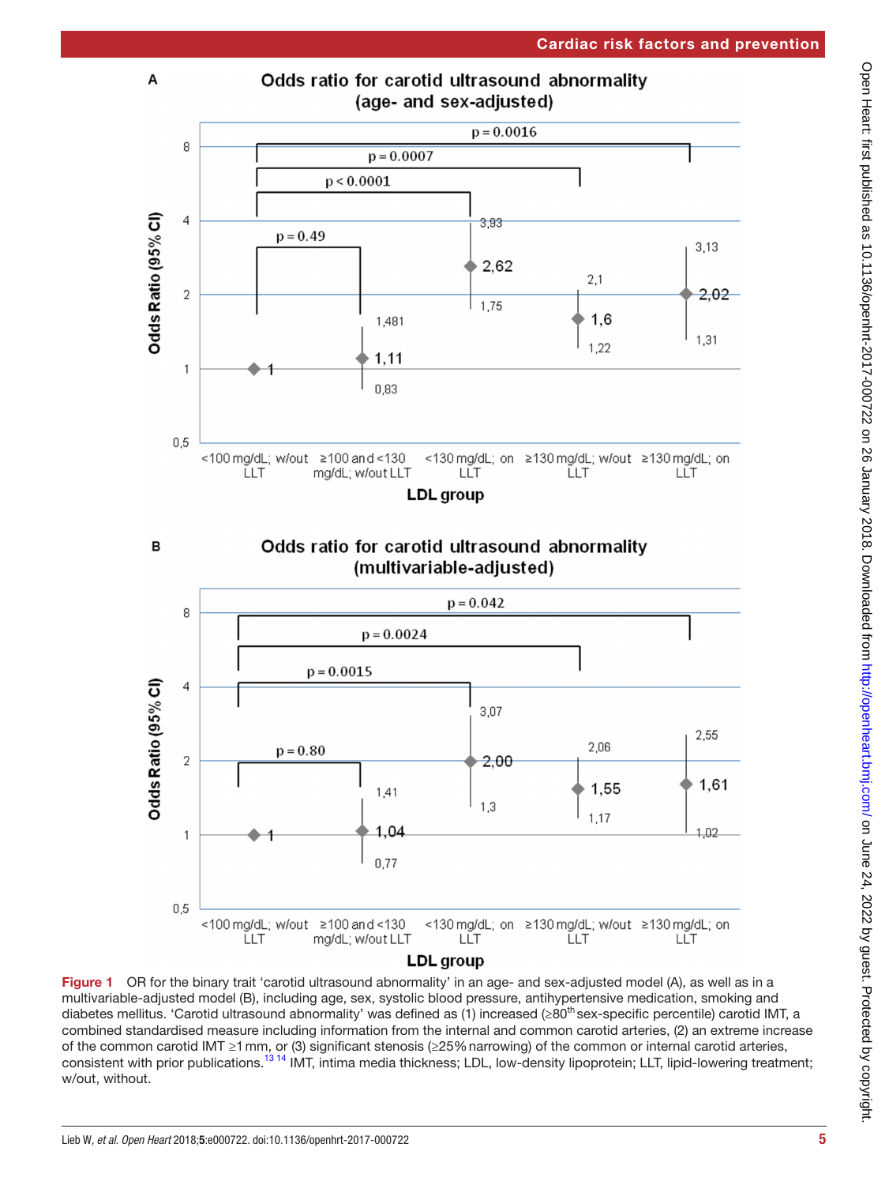**Figure 1** OR for the binary trait 'carotid ultrasound abnormality' in an age- and sex-adjusted model (A), as well as in a multivariable-adjusted model (B), including age, sex, systolic blood pressure, antihypertensive medication, smoking and diabetes mellitus. 'Carotid ultrasound abnormality' was defined as (1) increased (≥80th sex-specific percentile) carotid IMT, a combined standardised measure including information from the internal and common carotid arteries, (2) an extreme increase of the common carotid IMT ≥1 mm, or (3) significant stenosis (≥25% narrowing) of the common or internal carotid arteries, consistent with prior publications.[13,14] IMT, intima media thickness; LDL, low-density lipoprotein; LLT, lipid-lowering treatment; w/out, without.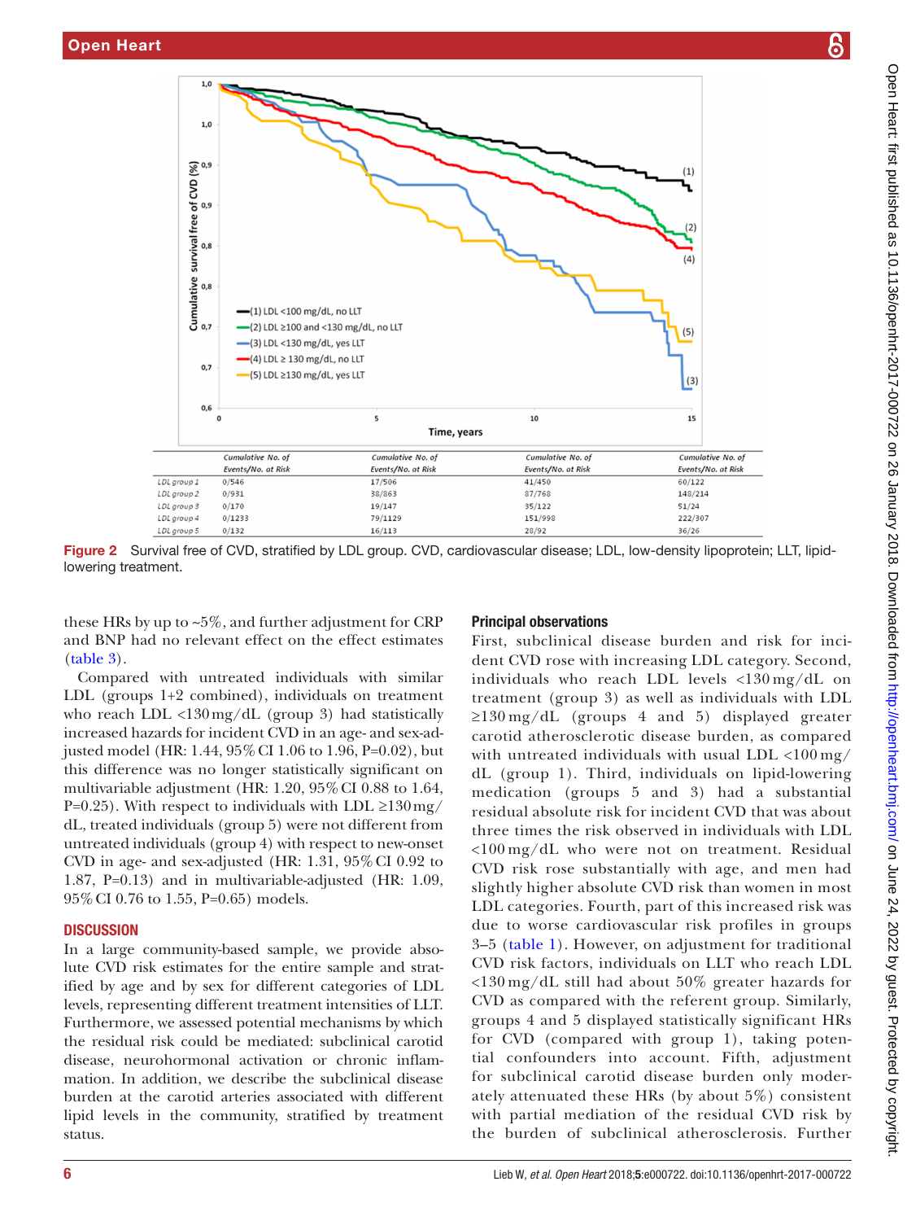| | Cumulative No. of Events/No. at Risk | Cumulative No. of Events/No. at Risk | Cumulative No. of Events/No. at Risk | Cumulative No. of Events/No. at Risk |
|---|---|---|---|---|
| LDL group 1 | 0/546 | 17/506 | 41/450 | 60/122 |
| LDL group 2 | 0/931 | 38/863 | 87/768 | 148/214 |
| LDL group 3 | 0/170 | 19/147 | 35/122 | 51/24 |
| LDL group 4 | 0/1233 | 79/1129 | 151/998 | 222/307 |
| LDL group 5 | 0/132 | 16/113 | 28/92 | 36/26 |

**Figure 2** Survival free of CVD, stratified by LDL group. CVD, cardiovascular disease; LDL, low-density lipoprotein; LLT, lipid-lowering treatment.

these HRs by up to ~5%, and further adjustment for CRP and BNP had no relevant effect on the effect estimates (table 3).

Compared with untreated individuals with similar LDL (groups 1+2 combined), individuals on treatment who reach LDL <130 mg/dL (group 3) had statistically increased hazards for incident CVD in an age- and sex-adjusted model (HR: 1.44, 95% CI 1.06 to 1.96, P=0.02), but this difference was no longer statistically significant on multivariable adjustment (HR: 1.20, 95% CI 0.88 to 1.64, P=0.25). With respect to individuals with LDL ≥130 mg/dL, treated individuals (group 5) were not different from untreated individuals (group 4) with respect to new-onset CVD in age- and sex-adjusted (HR: 1.31, 95% CI 0.92 to 1.87, P=0.13) and in multivariable-adjusted (HR: 1.09, 95% CI 0.76 to 1.55, P=0.65) models.

## DISCUSSION

In a large community-based sample, we provide absolute CVD risk estimates for the entire sample and stratified by age and by sex for different categories of LDL levels, representing different treatment intensities of LLT. Furthermore, we assessed potential mechanisms by which the residual risk could be mediated: subclinical carotid disease, neurohormonal activation or chronic inflammation. In addition, we describe the subclinical disease burden at the carotid arteries associated with different lipid levels in the community, stratified by treatment status.

### Principal observations

First, subclinical disease burden and risk for incident CVD rose with increasing LDL category. Second, individuals who reach LDL levels <130 mg/dL on treatment (group 3) as well as individuals with LDL ≥130 mg/dL (groups 4 and 5) displayed greater carotid atherosclerotic disease burden, as compared with untreated individuals with usual LDL <100 mg/dL (group 1). Third, individuals on lipid-lowering medication (groups 5 and 3) had a substantial residual absolute risk for incident CVD that was about three times the risk observed in individuals with LDL <100 mg/dL who were not on treatment. Residual CVD risk rose substantially with age, and men had slightly higher absolute CVD risk than women in most LDL categories. Fourth, part of this increased risk was due to worse cardiovascular risk profiles in groups 3–5 (table 1). However, on adjustment for traditional CVD risk factors, individuals on LLT who reach LDL <130 mg/dL still had about 50% greater hazards for CVD as compared with the referent group. Similarly, groups 4 and 5 displayed statistically significant HRs for CVD (compared with group 1), taking potential confounders into account. Fifth, adjustment for subclinical carotid disease burden only moderately attenuated these HRs (by about 5%) consistent with partial mediation of the residual CVD risk by the burden of subclinical atherosclerosis. Further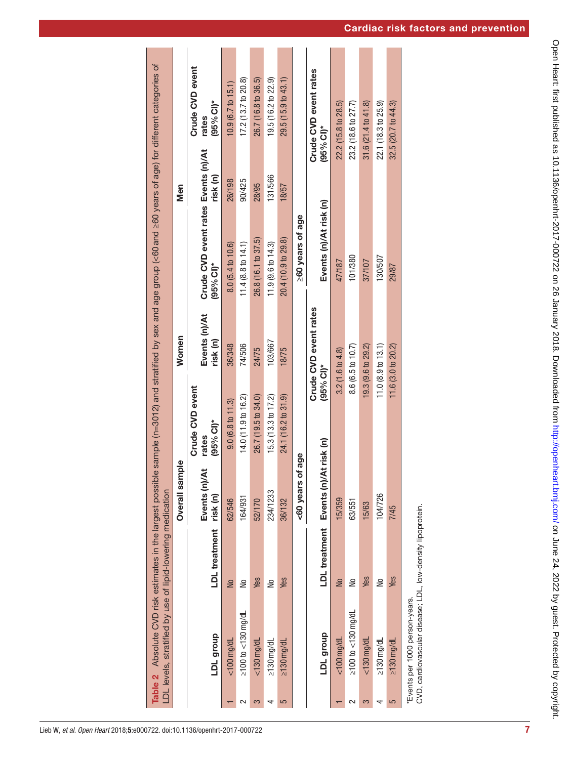**Table 2** Absolute CVD risk estimates in the largest possible sample (n=3012) and stratified by sex and age group (<60 and ≥60 years of age) for different categories of LDL levels, stratified by use of lipid-lowering medication

| | | | Overall sample | | Women | | Men | |
|---|---|---|---|---|---|---|---|---|
| | LDL group | LDL treatment | Events (n)/At risk (n) | Crude CVD event rates (95% CI)* | Events (n)/At risk (n) | Crude CVD event rates (95% CI)* | Events (n)/At risk (n) | Crude CVD event rates (95% CI)* |
| 1 | <100 mg/dL | No | 62/546 | 9.0 (6.8 to 11.3) | 36/348 | 8.0 (5.4 to 10.6) | 26/198 | 10.9 (6.7 to 15.1) |
| 2 | ≥100 to <130 mg/dL | No | 164/931 | 14.0 (11.9 to 16.2) | 74/506 | 11.4 (8.8 to 14.1) | 90/425 | 17.2 (13.7 to 20.8) |
| 3 | <130 mg/dL | Yes | 52/170 | 26.7 (19.5 to 34.0) | 24/75 | 26.8 (16.1 to 37.5) | 28/95 | 26.7 (16.8 to 36.5) |
| 4 | ≥130 mg/dL | No | 234/1233 | 15.3 (13.3 to 17.2) | 103/667 | 11.9 (9.6 to 14.3) | 131/566 | 19.5 (16.2 to 22.9) |
| 5 | ≥130 mg/dL | Yes | 36/132 | 24.1 (16.2 to 31.9) | 18/75 | 20.4 (10.9 to 29.8) | 18/57 | 29.5 (15.9 to 43.1) |
| | | | <60 years of age | | ≥60 years of age | | | |
| | LDL group | LDL treatment | Events (n)/At risk (n) | Crude CVD event rates (95% CI)* | Events (n)/At risk (n) | Crude CVD event rates (95% CI)* | | |
| 1 | <100 mg/dL | No | 15/359 | 3.2 (1.6 to 4.8) | 47/187 | 22.2 (15.8 to 28.5) | | |
| 2 | ≥100 to <130 mg/dL | No | 63/551 | 8.6 (6.5 to 10.7) | 101/380 | 23.2 (18.6 to 27.7) | | |
| 3 | <130 mg/dL | Yes | 15/63 | 19.3 (9.6 to 29.2) | 37/107 | 31.6 (21.4 to 41.8) | | |
| 4 | ≥130 mg/dL | No | 104/726 | 11.0 (8.9 to 13.1) | 130/507 | 22.1 (18.3 to 25.9) | | |
| 5 | ≥130 mg/dL | Yes | 7/45 | 11.6 (3.0 to 20.2) | 29/87 | 32.5 (20.7 to 44.3) | | |

*Events per 1000 person-years.

CVD, cardiovascular disease; LDL, low-density lipoprotein.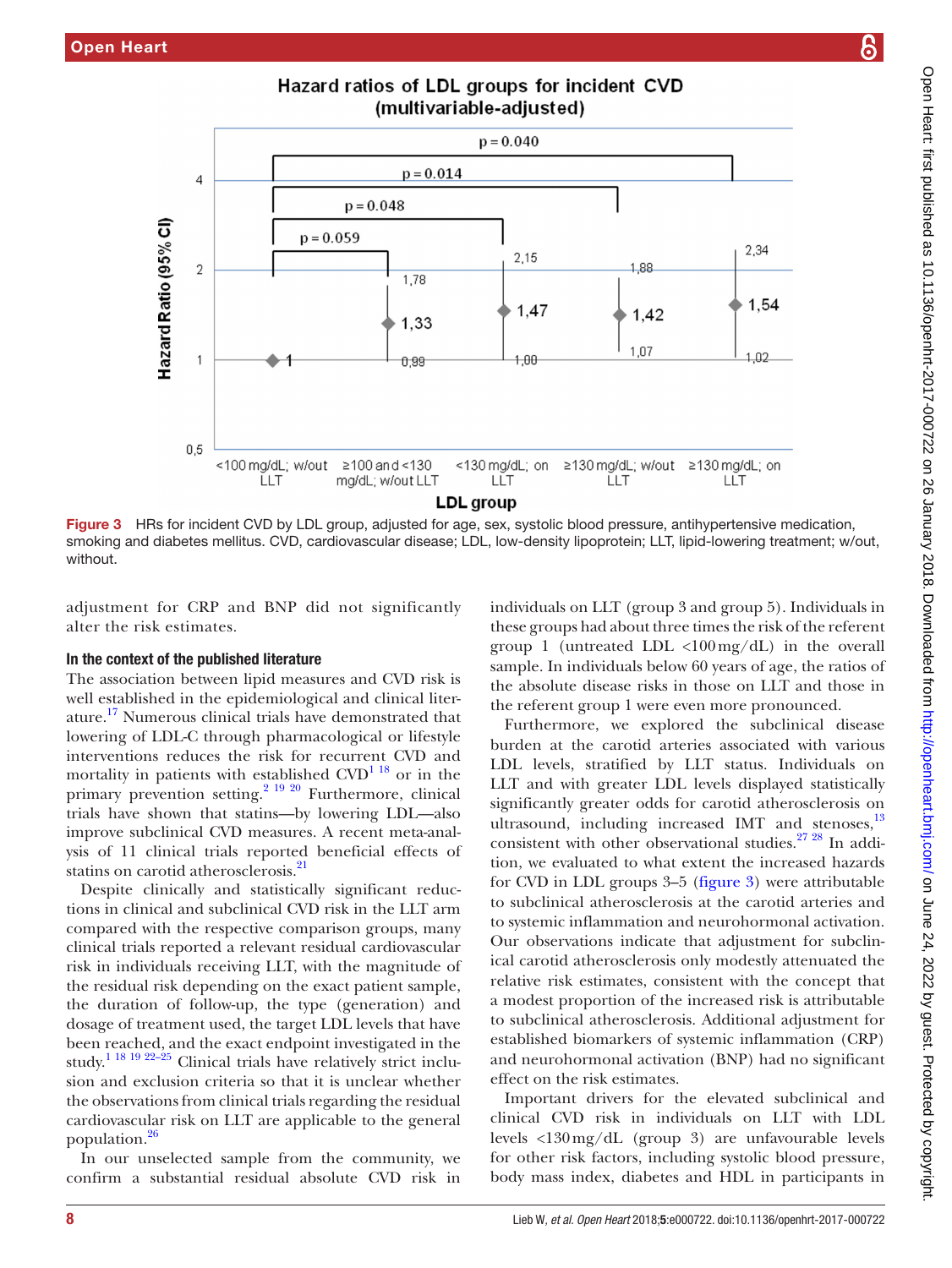Hazard ratios of LDL groups for incident CVD (multivariable-adjusted)

Figure 3 HRs for incident CVD by LDL group, adjusted for age, sex, systolic blood pressure, antihypertensive medication, smoking and diabetes mellitus. CVD, cardiovascular disease; LDL, low-density lipoprotein; LLT, lipid-lowering treatment; w/out, without.

adjustment for CRP and BNP did not significantly alter the risk estimates.

### In the context of the published literature

The association between lipid measures and CVD risk is well established in the epidemiological and clinical literature.[17] Numerous clinical trials have demonstrated that lowering of LDL-C through pharmacological or lifestyle interventions reduces the risk for recurrent CVD and mortality in patients with established CVD[1 18] or in the primary prevention setting.[2 19 20] Furthermore, clinical trials have shown that statins—by lowering LDL—also improve subclinical CVD measures. A recent meta-analysis of 11 clinical trials reported beneficial effects of statins on carotid atherosclerosis.[21]

Despite clinically and statistically significant reductions in clinical and subclinical CVD risk in the LLT arm compared with the respective comparison groups, many clinical trials reported a relevant residual cardiovascular risk in individuals receiving LLT, with the magnitude of the residual risk depending on the exact patient sample, the duration of follow-up, the type (generation) and dosage of treatment used, the target LDL levels that have been reached, and the exact endpoint investigated in the study.[1 18 19 22–25] Clinical trials have relatively strict inclusion and exclusion criteria so that it is unclear whether the observations from clinical trials regarding the residual cardiovascular risk on LLT are applicable to the general population.[26]

In our unselected sample from the community, we confirm a substantial residual absolute CVD risk in individuals on LLT (group 3 and group 5). Individuals in these groups had about three times the risk of the referent group 1 (untreated LDL <100 mg/dL) in the overall sample. In individuals below 60 years of age, the ratios of the absolute disease risks in those on LLT and those in the referent group 1 were even more pronounced.

Furthermore, we explored the subclinical disease burden at the carotid arteries associated with various LDL levels, stratified by LLT status. Individuals on LLT and with greater LDL levels displayed statistically significantly greater odds for carotid atherosclerosis on ultrasound, including increased IMT and stenoses,[13] consistent with other observational studies.[27 28] In addition, we evaluated to what extent the increased hazards for CVD in LDL groups 3–5 (figure 3) were attributable to subclinical atherosclerosis at the carotid arteries and to systemic inflammation and neurohormonal activation. Our observations indicate that adjustment for subclinical carotid atherosclerosis only modestly attenuated the relative risk estimates, consistent with the concept that a modest proportion of the increased risk is attributable to subclinical atherosclerosis. Additional adjustment for established biomarkers of systemic inflammation (CRP) and neurohormonal activation (BNP) had no significant effect on the risk estimates.

Important drivers for the elevated subclinical and clinical CVD risk in individuals on LLT with LDL levels <130 mg/dL (group 3) are unfavourable levels for other risk factors, including systolic blood pressure, body mass index, diabetes and HDL in participants in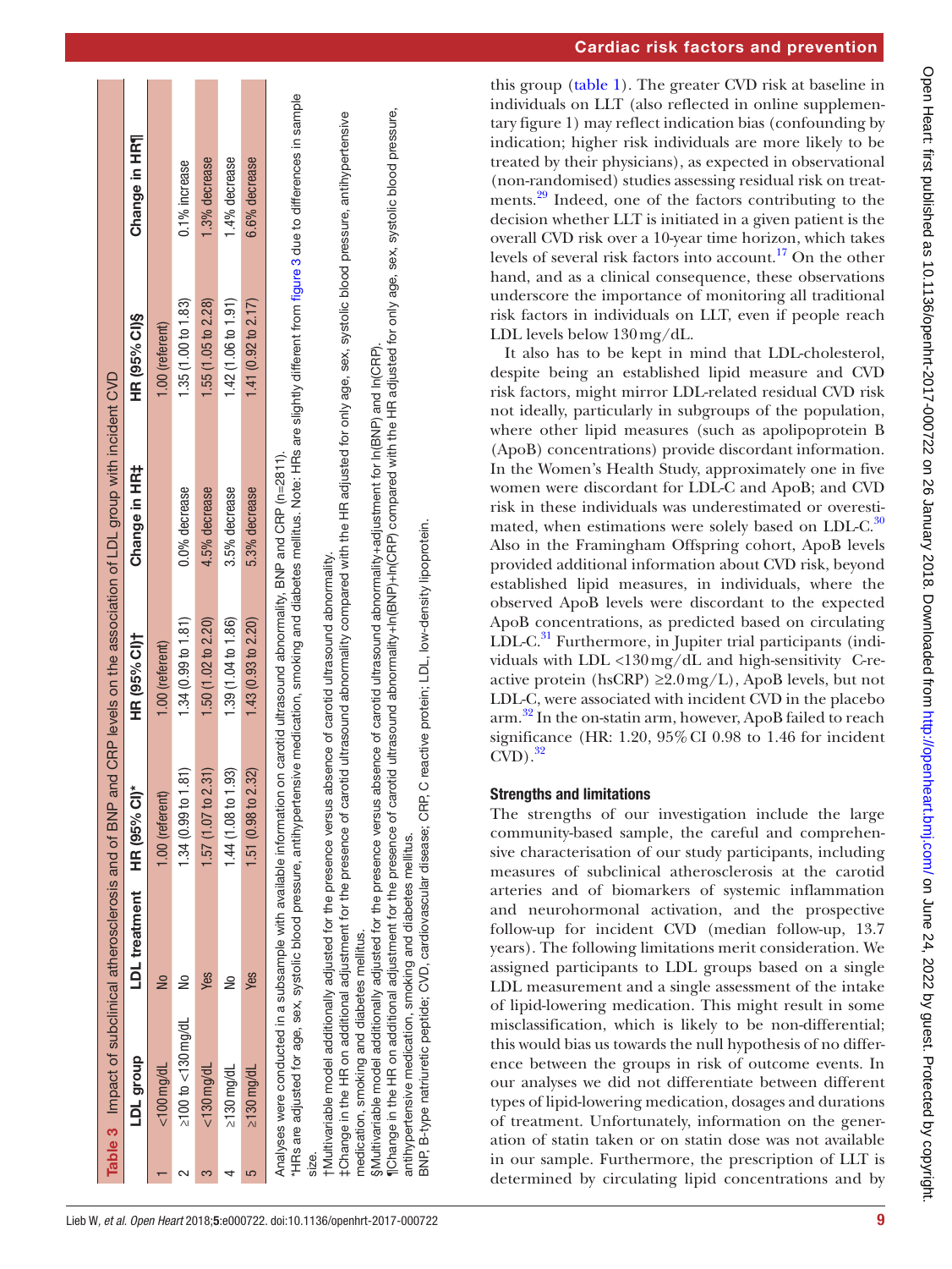**Table 3** Impact of subclinical atherosclerosis and of BNP and CRP levels on the association of LDL group with incident CVD

| | LDL group | LDL treatment | HR (95% CI)* | HR (95% CI)† | Change in HR‡ | HR (95% CI)§ | Change in HR¶ |
|---|---|---|---|---|---|---|---|
| 1 | <100 mg/dL | No | 1.00 (referent) | 1.00 (referent) | | 1.00 (referent) | |
| 2 | ≥100 to <130 mg/dL | No | 1.34 (0.99 to 1.81) | 1.34 (0.99 to 1.81) | 0.0% decrease | 1.35 (1.00 to 1.83) | 0.1% increase |
| 3 | <130 mg/dL | Yes | 1.57 (1.07 to 2.31) | 1.50 (1.02 to 2.20) | 4.5% decrease | 1.55 (1.05 to 2.28) | 1.3% decrease |
| 4 | ≥130 mg/dL | No | 1.44 (1.08 to 1.93) | 1.39 (1.04 to 1.86) | 3.5% decrease | 1.42 (1.06 to 1.91) | 1.4% decrease |
| 5 | ≥130 mg/dL | Yes | 1.51 (0.98 to 2.32) | 1.43 (0.93 to 2.20) | 5.3% decrease | 1.41 (0.92 to 2.17) | 6.6% decrease |

Analyses were conducted in a subsample with available information on carotid ultrasound abnormality, BNP and CRP (n=2811).

*HRs are adjusted for age, sex, systolic blood pressure, antihypertensive medication, smoking and diabetes mellitus. Note: HRs are slightly different from figure 3 due to differences in sample size.

†Multivariable model additionally adjusted for the presence versus absence of carotid ultrasound abnormality.

‡Change in the HR on additional adjustment for the presence of carotid ultrasound abnormality compared with the HR adjusted for only age, sex, systolic blood pressure, antihypertensive medication, smoking and diabetes mellitus.

§Multivariable model additionally adjusted for the presence versus absence of carotid ultrasound abnormality+adjustment for ln(BNP) and ln(CRP).

¶Change in the HR on additional adjustment for the presence of carotid ultrasound abnormality+ln(BNP)+ln(CRP) compared with the HR adjusted for only age, sex, systolic blood pressure, antihypertensive medication, smoking and diabetes mellitus.

BNP, B-type natriuretic peptide; CVD, cardiovascular disease; CRP, C reactive protein; LDL, low-density lipoprotein.

this group (table 1). The greater CVD risk at baseline in individuals on LLT (also reflected in online supplementary figure 1) may reflect indication bias (confounding by indication; higher risk individuals are more likely to be treated by their physicians), as expected in observational (non-randomised) studies assessing residual risk on treatments.[29] Indeed, one of the factors contributing to the decision whether LLT is initiated in a given patient is the overall CVD risk over a 10-year time horizon, which takes levels of several risk factors into account.[17] On the other hand, and as a clinical consequence, these observations underscore the importance of monitoring all traditional risk factors in individuals on LLT, even if people reach LDL levels below 130 mg/dL.

It also has to be kept in mind that LDL-cholesterol, despite being an established lipid measure and CVD risk factors, might mirror LDL-related residual CVD risk not ideally, particularly in subgroups of the population, where other lipid measures (such as apolipoprotein B (ApoB) concentrations) provide discordant information. In the Women's Health Study, approximately one in five women were discordant for LDL-C and ApoB; and CVD risk in these individuals was underestimated or overestimated, when estimations were solely based on LDL-C.[30] Also in the Framingham Offspring cohort, ApoB levels provided additional information about CVD risk, beyond established lipid measures, in individuals, where the observed ApoB levels were discordant to the expected ApoB concentrations, as predicted based on circulating LDL-C.[31] Furthermore, in Jupiter trial participants (individuals with LDL <130 mg/dL and high-sensitivity C-reactive protein (hsCRP) ≥2.0 mg/L), ApoB levels, but not LDL-C, were associated with incident CVD in the placebo arm.[32] In the on-statin arm, however, ApoB failed to reach significance (HR: 1.20, 95% CI 0.98 to 1.46 for incident CVD).[32]

## Strengths and limitations

The strengths of our investigation include the large community-based sample, the careful and comprehensive characterisation of our study participants, including measures of subclinical atherosclerosis at the carotid arteries and of biomarkers of systemic inflammation and neurohormonal activation, and the prospective follow-up for incident CVD (median follow-up, 13.7 years). The following limitations merit consideration. We assigned participants to LDL groups based on a single LDL measurement and a single assessment of the intake of lipid-lowering medication. This might result in some misclassification, which is likely to be non-differential; this would bias us towards the null hypothesis of no difference between the groups in risk of outcome events. In our analyses we did not differentiate between different types of lipid-lowering medication, dosages and durations of treatment. Unfortunately, information on the generation of statin taken or on statin dose was not available in our sample. Furthermore, the prescription of LLT is determined by circulating lipid concentrations and by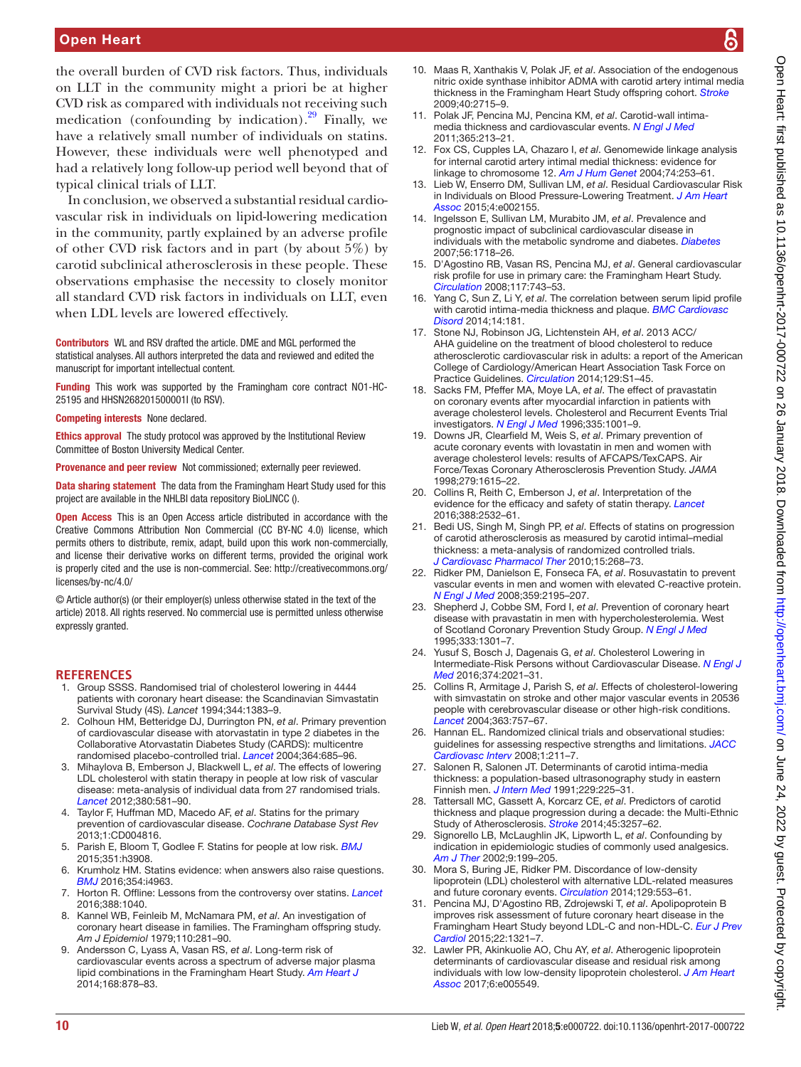the overall burden of CVD risk factors. Thus, individuals on LLT in the community might a priori be at higher CVD risk as compared with individuals not receiving such medication (confounding by indication).[29] Finally, we have a relatively small number of individuals on statins. However, these individuals were well phenotyped and had a relatively long follow-up period well beyond that of typical clinical trials of LLT.

In conclusion, we observed a substantial residual cardiovascular risk in individuals on lipid-lowering medication in the community, partly explained by an adverse profile of other CVD risk factors and in part (by about 5%) by carotid subclinical atherosclerosis in these people. These observations emphasise the necessity to closely monitor all standard CVD risk factors in individuals on LLT, even when LDL levels are lowered effectively.

**Contributors** WL and RSV drafted the article. DME and MGL performed the statistical analyses. All authors interpreted the data and reviewed and edited the manuscript for important intellectual content.

**Funding** This work was supported by the Framingham core contract N01-HC-25195 and HHSN268201500001I (to RSV).

**Competing interests** None declared.

**Ethics approval** The study protocol was approved by the Institutional Review Committee of Boston University Medical Center.

**Provenance and peer review** Not commissioned; externally peer reviewed.

**Data sharing statement** The data from the Framingham Heart Study used for this project are available in the NHLBI data repository BioLINCC ().

**Open Access** This is an Open Access article distributed in accordance with the Creative Commons Attribution Non Commercial (CC BY-NC 4.0) license, which permits others to distribute, remix, adapt, build upon this work non-commercially, and license their derivative works on different terms, provided the original work is properly cited and the use is non-commercial. See: http://creativecommons.org/licenses/by-nc/4.0/

© Article author(s) (or their employer(s) unless otherwise stated in the text of the article) 2018. All rights reserved. No commercial use is permitted unless otherwise expressly granted.

## REFERENCES

1. Group SSSS. Randomised trial of cholesterol lowering in 4444 patients with coronary heart disease: the Scandinavian Simvastatin Survival Study (4S). *Lancet* 1994;344:1383–9.
2. Colhoun HM, Betteridge DJ, Durrington PN, *et al*. Primary prevention of cardiovascular disease with atorvastatin in type 2 diabetes in the Collaborative Atorvastatin Diabetes Study (CARDS): multicentre randomised placebo-controlled trial. *Lancet* 2004;364:685–96.
3. Mihaylova B, Emberson J, Blackwell L, *et al*. The effects of lowering LDL cholesterol with statin therapy in people at low risk of vascular disease: meta-analysis of individual data from 27 randomised trials. *Lancet* 2012;380:581–90.
4. Taylor F, Huffman MD, Macedo AF, *et al*. Statins for the primary prevention of cardiovascular disease. *Cochrane Database Syst Rev* 2013;1:CD004816.
5. Parish E, Bloom T, Godlee F. Statins for people at low risk. *BMJ* 2015;351:h3908.
6. Krumholz HM. Statins evidence: when answers also raise questions. *BMJ* 2016;354:i4963.
7. Horton R. Offline: Lessons from the controversy over statins. *Lancet* 2016;388:1040.
8. Kannel WB, Feinleib M, McNamara PM, *et al*. An investigation of coronary heart disease in families. The Framingham offspring study. *Am J Epidemiol* 1979;110:281–90.
9. Andersson C, Lyass A, Vasan RS, *et al*. Long-term risk of cardiovascular events across a spectrum of adverse major plasma lipid combinations in the Framingham Heart Study. *Am Heart J* 2014;168:878–83.
10. Maas R, Xanthakis V, Polak JF, *et al*. Association of the endogenous nitric oxide synthase inhibitor ADMA with carotid artery intimal media thickness in the Framingham Heart Study offspring cohort. *Stroke* 2009;40:2715–9.
11. Polak JF, Pencina MJ, Pencina KM, *et al*. Carotid-wall intima-media thickness and cardiovascular events. *N Engl J Med* 2011;365:213–21.
12. Fox CS, Cupples LA, Chazaro I, *et al*. Genomewide linkage analysis for internal carotid artery intimal medial thickness: evidence for linkage to chromosome 12. *Am J Hum Genet* 2004;74:253–61.
13. Lieb W, Enserro DM, Sullivan LM, *et al*. Residual Cardiovascular Risk in Individuals on Blood Pressure-Lowering Treatment. *J Am Heart Assoc* 2015;4:e002155.
14. Ingelsson E, Sullivan LM, Murabito JM, *et al*. Prevalence and prognostic impact of subclinical cardiovascular disease in individuals with the metabolic syndrome and diabetes. *Diabetes* 2007;56:1718–26.
15. D'Agostino RB, Vasan RS, Pencina MJ, *et al*. General cardiovascular risk profile for use in primary care: the Framingham Heart Study. *Circulation* 2008;117:743–53.
16. Yang C, Sun Z, Li Y, *et al*. The correlation between serum lipid profile with carotid intima-media thickness and plaque. *BMC Cardiovasc Disord* 2014;14:181.
17. Stone NJ, Robinson JG, Lichtenstein AH, *et al*. 2013 ACC/AHA guideline on the treatment of blood cholesterol to reduce atherosclerotic cardiovascular risk in adults: a report of the American College of Cardiology/American Heart Association Task Force on Practice Guidelines. *Circulation* 2014;129:S1–45.
18. Sacks FM, Pfeffer MA, Moye LA, *et al*. The effect of pravastatin on coronary events after myocardial infarction in patients with average cholesterol levels. Cholesterol and Recurrent Events Trial investigators. *N Engl J Med* 1996;335:1001–9.
19. Downs JR, Clearfield M, Weis S, *et al*. Primary prevention of acute coronary events with lovastatin in men and women with average cholesterol levels: results of AFCAPS/TexCAPS. Air Force/Texas Coronary Atherosclerosis Prevention Study. *JAMA* 1998;279:1615–22.
20. Collins R, Reith C, Emberson J, *et al*. Interpretation of the evidence for the efficacy and safety of statin therapy. *Lancet* 2016;388:2532–61.
21. Bedi US, Singh M, Singh PP, *et al*. Effects of statins on progression of carotid atherosclerosis as measured by carotid intimal–medial thickness: a meta-analysis of randomized controlled trials. *J Cardiovasc Pharmacol Ther* 2010;15:268–73.
22. Ridker PM, Danielson E, Fonseca FA, *et al*. Rosuvastatin to prevent vascular events in men and women with elevated C-reactive protein. *N Engl J Med* 2008;359:2195–207.
23. Shepherd J, Cobbe SM, Ford I, *et al*. Prevention of coronary heart disease with pravastatin in men with hypercholesterolemia. West of Scotland Coronary Prevention Study Group. *N Engl J Med* 1995;333:1301–7.
24. Yusuf S, Bosch J, Dagenais G, *et al*. Cholesterol Lowering in Intermediate-Risk Persons without Cardiovascular Disease. *N Engl J Med* 2016;374:2021–31.
25. Collins R, Armitage J, Parish S, *et al*. Effects of cholesterol-lowering with simvastatin on stroke and other major vascular events in 20536 people with cerebrovascular disease or other high-risk conditions. *Lancet* 2004;363:757–67.
26. Hannan EL. Randomized clinical trials and observational studies: guidelines for assessing respective strengths and limitations. *JACC Cardiovasc Interv* 2008;1:211–7.
27. Salonen R, Salonen JT. Determinants of carotid intima-media thickness: a population-based ultrasonography study in eastern Finnish men. *J Intern Med* 1991;229:225–31.
28. Tattersall MC, Gassett A, Korcarz CE, *et al*. Predictors of carotid thickness and plaque progression during a decade: the Multi-Ethnic Study of Atherosclerosis. *Stroke* 2014;45:3257–62.
29. Signorello LB, McLaughlin JK, Lipworth L, *et al*. Confounding by indication in epidemiologic studies of commonly used analgesics. *Am J Ther* 2002;9:199–205.
30. Mora S, Buring JE, Ridker PM. Discordance of low-density lipoprotein (LDL) cholesterol with alternative LDL-related measures and future coronary events. *Circulation* 2014;129:553–61.
31. Pencina MJ, D'Agostino RB, Zdrojewski T, *et al*. Apolipoprotein B improves risk assessment of future coronary heart disease in the Framingham Heart Study beyond LDL-C and non-HDL-C. *Eur J Prev Cardiol* 2015;22:1321–7.
32. Lawler PR, Akinkuolie AO, Chu AY, *et al*. Atherogenic lipoprotein determinants of cardiovascular disease and residual risk among individuals with low low-density lipoprotein cholesterol. *J Am Heart Assoc* 2017;6:e005549.